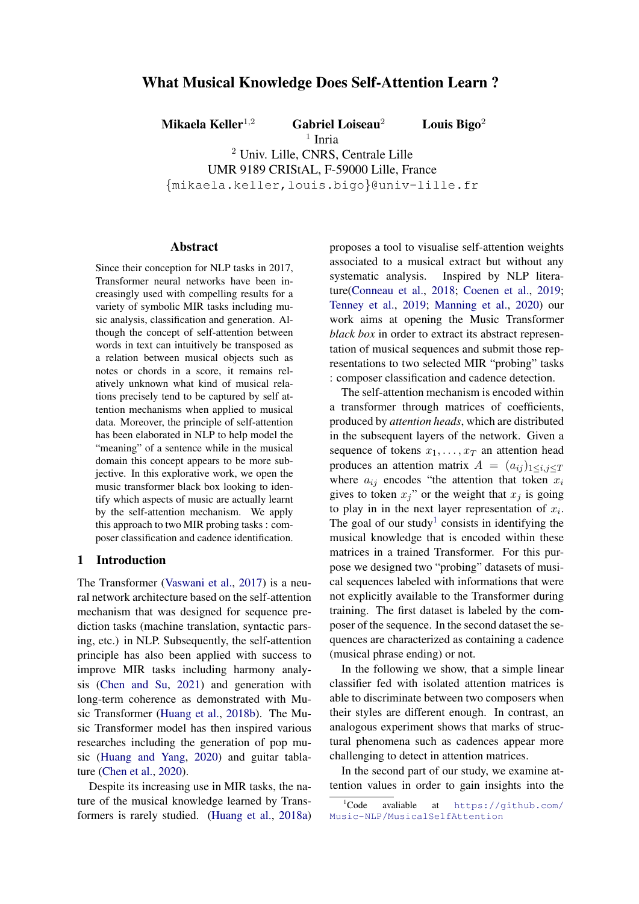# What Musical Knowledge Does Self-Attention Learn ?

**Mikaela Keller**[1,2] **Gabriel Loiseau**[2] **Louis Bigo**[2]

[1] Inria

[2] Univ. Lille, CNRS, Centrale Lille
UMR 9189 CRIStAL, F-59000 Lille, France
{mikaela.keller,louis.bigo}@univ-lille.fr

## Abstract

Since their conception for NLP tasks in 2017, Transformer neural networks have been increasingly used with compelling results for a variety of symbolic MIR tasks including music analysis, classification and generation. Although the concept of self-attention between words in text can intuitively be transposed as a relation between musical objects such as notes or chords in a score, it remains relatively unknown what kind of musical relations precisely tend to be captured by self attention mechanisms when applied to musical data. Moreover, the principle of self-attention has been elaborated in NLP to help model the "meaning" of a sentence while in the musical domain this concept appears to be more subjective. In this explorative work, we open the music transformer black box looking to identify which aspects of music are actually learnt by the self-attention mechanism. We apply this approach to two MIR probing tasks : composer classification and cadence identification.

## 1 Introduction

The Transformer (Vaswani et al., 2017) is a neural network architecture based on the self-attention mechanism that was designed for sequence prediction tasks (machine translation, syntactic parsing, etc.) in NLP. Subsequently, the self-attention principle has also been applied with success to improve MIR tasks including harmony analysis (Chen and Su, 2021) and generation with long-term coherence as demonstrated with Music Transformer (Huang et al., 2018b). The Music Transformer model has then inspired various researches including the generation of pop music (Huang and Yang, 2020) and guitar tablature (Chen et al., 2020).

Despite its increasing use in MIR tasks, the nature of the musical knowledge learned by Transformers is rarely studied. (Huang et al., 2018a) proposes a tool to visualise self-attention weights associated to a musical extract but without any systematic analysis. Inspired by NLP literature(Conneau et al., 2018; Coenen et al., 2019; Tenney et al., 2019; Manning et al., 2020) our work aims at opening the Music Transformer *black box* in order to extract its abstract representation of musical sequences and submit those representations to two selected MIR "probing" tasks : composer classification and cadence detection.

The self-attention mechanism is encoded within a transformer through matrices of coefficients, produced by *attention heads*, which are distributed in the subsequent layers of the network. Given a sequence of tokens $x_1, \ldots, x_T$ an attention head produces an attention matrix $A = (a_{ij})_{1\leq i,j \leq T}$ where $a_{ij}$ encodes "the attention that token $x_i$ gives to token $x_j$" or the weight that $x_j$ is going to play in in the next layer representation of $x_i$. The goal of our study[1] consists in identifying the musical knowledge that is encoded within these matrices in a trained Transformer. For this purpose we designed two "probing" datasets of musical sequences labeled with informations that were not explicitly available to the Transformer during training. The first dataset is labeled by the composer of the sequence. In the second dataset the sequences are characterized as containing a cadence (musical phrase ending) or not.

In the following we show, that a simple linear classifier fed with isolated attention matrices is able to discriminate between two composers when their styles are different enough. In contrast, an analogous experiment shows that marks of structural phenomena such as cadences appear more challenging to detect in attention matrices.

In the second part of our study, we examine attention values in order to gain insights into the

[1] Code avaliable at https://github.com/Music-NLP/MusicalSelfAttention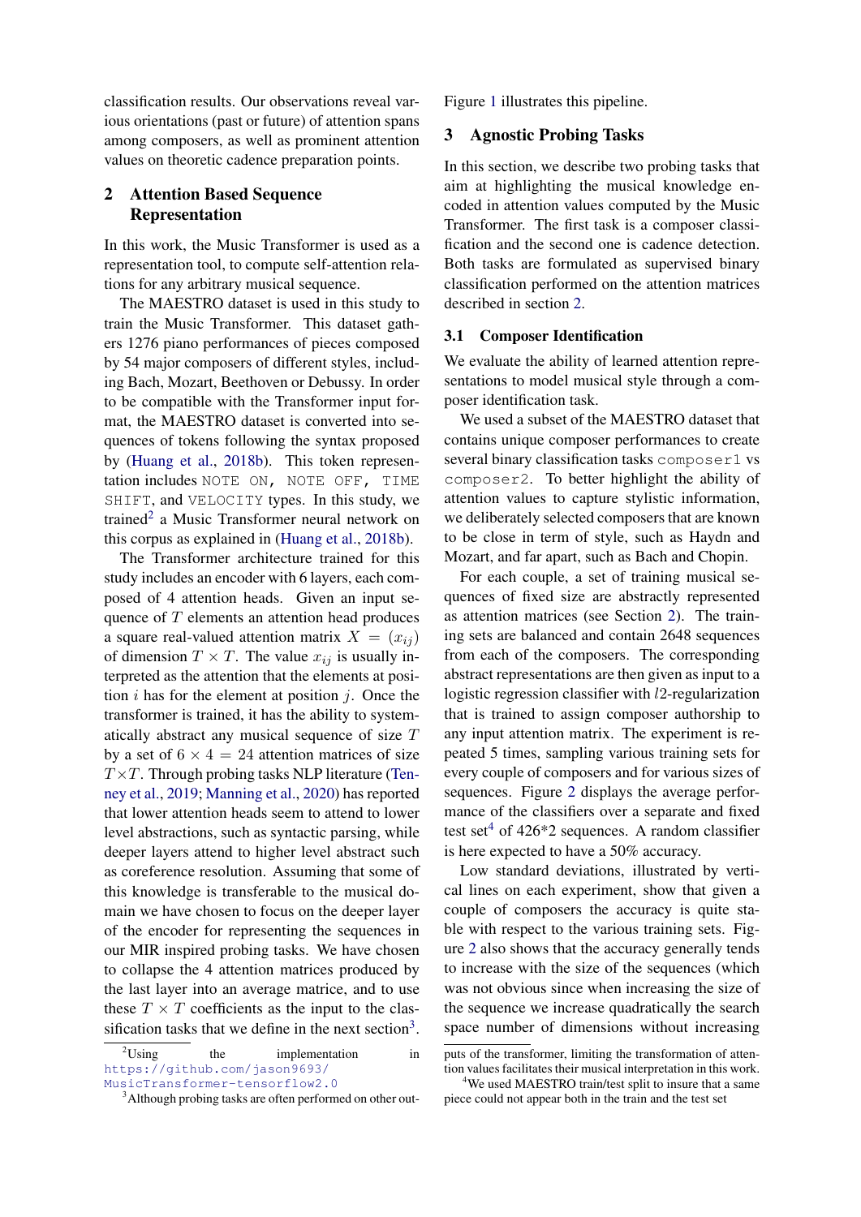classification results. Our observations reveal various orientations (past or future) of attention spans among composers, as well as prominent attention values on theoretic cadence preparation points.

## 2 Attention Based Sequence Representation

In this work, the Music Transformer is used as a representation tool, to compute self-attention relations for any arbitrary musical sequence.

The MAESTRO dataset is used in this study to train the Music Transformer. This dataset gathers 1276 piano performances of pieces composed by 54 major composers of different styles, including Bach, Mozart, Beethoven or Debussy. In order to be compatible with the Transformer input format, the MAESTRO dataset is converted into sequences of tokens following the syntax proposed by (Huang et al., 2018b). This token representation includes `NOTE ON`, `NOTE OFF`, `TIME SHIFT`, and `VELOCITY` types. In this study, we trained[2] a Music Transformer neural network on this corpus as explained in (Huang et al., 2018b).

The Transformer architecture trained for this study includes an encoder with 6 layers, each composed of 4 attention heads. Given an input sequence of $T$ elements an attention head produces a square real-valued attention matrix $X = (x_{ij})$ of dimension $T \times T$. The value $x_{ij}$ is usually interpreted as the attention that the elements at position $i$ has for the element at position $j$. Once the transformer is trained, it has the ability to systematically abstract any musical sequence of size $T$ by a set of $6 \times 4 = 24$ attention matrices of size $T \times T$. Through probing tasks NLP literature (Tenney et al., 2019; Manning et al., 2020) has reported that lower attention heads seem to attend to lower level abstractions, such as syntactic parsing, while deeper layers attend to higher level abstract such as coreference resolution. Assuming that some of this knowledge is transferable to the musical domain we have chosen to focus on the deeper layer of the encoder for representing the sequences in our MIR inspired probing tasks. We have chosen to collapse the 4 attention matrices produced by the last layer into an average matrice, and to use these $T \times T$ coefficients as the input to the classification tasks that we define in the next section[3]. Figure 1 illustrates this pipeline.

## 3 Agnostic Probing Tasks

In this section, we describe two probing tasks that aim at highlighting the musical knowledge encoded in attention values computed by the Music Transformer. The first task is a composer classification and the second one is cadence detection. Both tasks are formulated as supervised binary classification performed on the attention matrices described in section 2.

### 3.1 Composer Identification

We evaluate the ability of learned attention representations to model musical style through a composer identification task.

We used a subset of the MAESTRO dataset that contains unique composer performances to create several binary classification tasks `composer1` vs `composer2`. To better highlight the ability of attention values to capture stylistic information, we deliberately selected composers that are known to be close in term of style, such as Haydn and Mozart, and far apart, such as Bach and Chopin.

For each couple, a set of training musical sequences of fixed size are abstractly represented as attention matrices (see Section 2). The training sets are balanced and contain 2648 sequences from each of the composers. The corresponding abstract representations are then given as input to a logistic regression classifier with $l2$-regularization that is trained to assign composer authorship to any input attention matrix. The experiment is repeated 5 times, sampling various training sets for every couple of composers and for various sizes of sequences. Figure 2 displays the average performance of the classifiers over a separate and fixed test set[4] of 426*2 sequences. A random classifier is here expected to have a 50% accuracy.

Low standard deviations, illustrated by vertical lines on each experiment, show that given a couple of composers the accuracy is quite stable with respect to the various training sets. Figure 2 also shows that the accuracy generally tends to increase with the size of the sequences (which was not obvious since when increasing the size of the sequence we increase quadratically the search space number of dimensions without increasing

[2] Using the implementation in https://github.com/jason9693/MusicTransformer-tensorflow2.0

[3] Although probing tasks are often performed on other outputs of the transformer, limiting the transformation of attention values facilitates their musical interpretation in this work.

[4] We used MAESTRO train/test split to insure that a same piece could not appear both in the train and the test set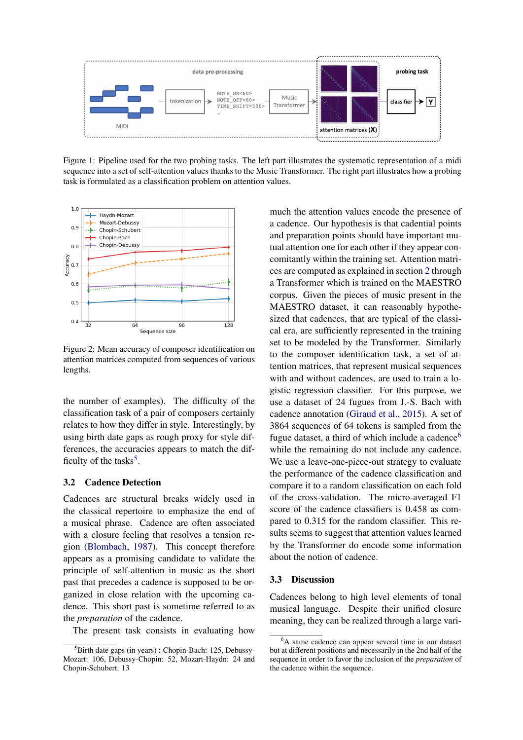Figure 1: Pipeline used for the two probing tasks. The left part illustrates the systematic representation of a midi sequence into a set of self-attention values thanks to the Music Transformer. The right part illustrates how a probing task is formulated as a classification problem on attention values.

Figure 2: Mean accuracy of composer identification on attention matrices computed from sequences of various lengths.

the number of examples). The difficulty of the classification task of a pair of composers certainly relates to how they differ in style. Interestingly, by using birth date gaps as rough proxy for style differences, the accuracies appears to match the difficulty of the tasks[5].

## 3.2 Cadence Detection

Cadences are structural breaks widely used in the classical repertoire to emphasize the end of a musical phrase. Cadence are often associated with a closure feeling that resolves a tension region (Blombach, 1987). This concept therefore appears as a promising candidate to validate the principle of self-attention in music as the short past that precedes a cadence is supposed to be organized in close relation with the upcoming cadence. This short past is sometime referred to as the *preparation* of the cadence.

The present task consists in evaluating how much the attention values encode the presence of a cadence. Our hypothesis is that cadential points and preparation points should have important mutual attention one for each other if they appear concomitantly within the training set. Attention matrices are computed as explained in section 2 through a Transformer which is trained on the MAESTRO corpus. Given the pieces of music present in the MAESTRO dataset, it can reasonably hypothesized that cadences, that are typical of the classical era, are sufficiently represented in the training set to be modeled by the Transformer. Similarly to the composer identification task, a set of attention matrices, that represent musical sequences with and without cadences, are used to train a logistic regression classifier. For this purpose, we use a dataset of 24 fugues from J.-S. Bach with cadence annotation (Giraud et al., 2015). A set of 3864 sequences of 64 tokens is sampled from the fugue dataset, a third of which include a cadence[6] while the remaining do not include any cadence. We use a leave-one-piece-out strategy to evaluate the performance of the cadence classification and compare it to a random classification on each fold of the cross-validation. The micro-averaged F1 score of the cadence classifiers is 0.458 as compared to 0.315 for the random classifier. This results seems to suggest that attention values learned by the Transformer do encode some information about the notion of cadence.

## 3.3 Discussion

Cadences belong to high level elements of tonal musical language. Despite their unified closure meaning, they can be realized through a large vari-

[5]Birth date gaps (in years) : Chopin-Bach: 125, Debussy-Mozart: 106, Debussy-Chopin: 52, Mozart-Haydn: 24 and Chopin-Schubert: 13

[6]A same cadence can appear several time in our dataset but at different positions and necessarily in the 2nd half of the sequence in order to favor the inclusion of the *preparation* of the cadence within the sequence.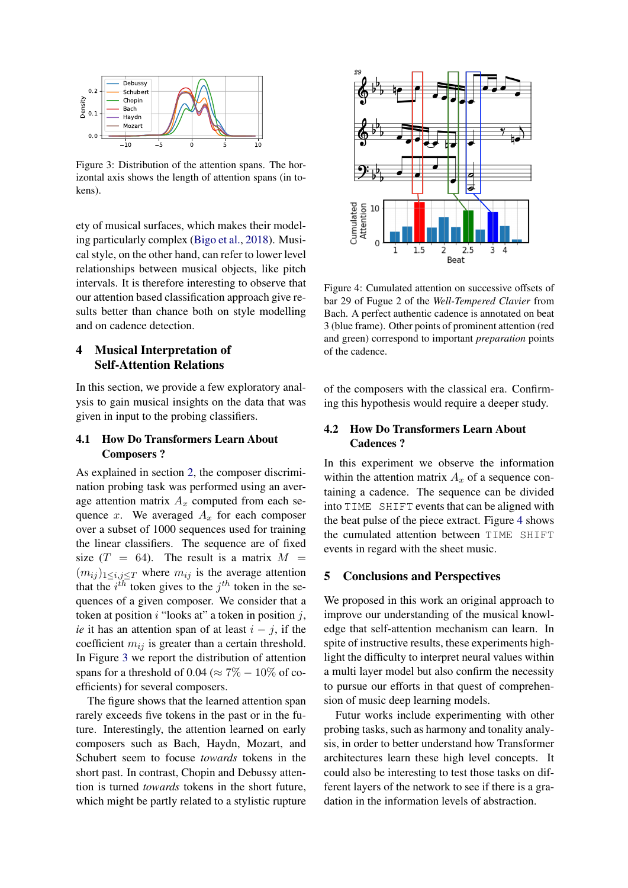Figure 3: Distribution of the attention spans. The horizontal axis shows the length of attention spans (in tokens).

ety of musical surfaces, which makes their modeling particularly complex (Bigo et al., 2018). Musical style, on the other hand, can refer to lower level relationships between musical objects, like pitch intervals. It is therefore interesting to observe that our attention based classification approach give results better than chance both on style modelling and on cadence detection.

## 4 Musical Interpretation of Self-Attention Relations

In this section, we provide a few exploratory analysis to gain musical insights on the data that was given in input to the probing classifiers.

### 4.1 How Do Transformers Learn About Composers ?

As explained in section 2, the composer discrimination probing task was performed using an average attention matrix $A_x$ computed from each sequence $x$. We averaged $A_x$ for each composer over a subset of 1000 sequences used for training the linear classifiers. The sequence are of fixed size ($T = 64$). The result is a matrix $M = (m_{ij})_{1 \leq i,j \leq T}$ where $m_{ij}$ is the average attention that the $i^{th}$ token gives to the $j^{th}$ token in the sequences of a given composer. We consider that a token at position $i$ "looks at" a token in position $j$, *ie* it has an attention span of at least $i - j$, if the coefficient $m_{ij}$ is greater than a certain threshold. In Figure 3 we report the distribution of attention spans for a threshold of 0.04 ($\approx 7\% - 10\%$ of coefficients) for several composers.

The figure shows that the learned attention span rarely exceeds five tokens in the past or in the future. Interestingly, the attention learned on early composers such as Bach, Haydn, Mozart, and Schubert seem to focus *towards* tokens in the short past. In contrast, Chopin and Debussy attention is turned *towards* tokens in the short future, which might be partly related to a stylistic rupture of the composers with the classical era. Confirming this hypothesis would require a deeper study.

Figure 4: Cumulated attention on successive offsets of bar 29 of Fugue 2 of the *Well-Tempered Clavier* from Bach. A perfect authentic cadence is annotated on beat 3 (blue frame). Other points of prominent attention (red and green) correspond to important *preparation* points of the cadence.

### 4.2 How Do Transformers Learn About Cadences ?

In this experiment we observe the information within the attention matrix $A_x$ of a sequence containing a cadence. The sequence can be divided into `TIME SHIFT` events that can be aligned with the beat pulse of the piece extract. Figure 4 shows the cumulated attention between `TIME SHIFT` events in regard with the sheet music.

## 5 Conclusions and Perspectives

We proposed in this work an original approach to improve our understanding of the musical knowledge that self-attention mechanism can learn. In spite of instructive results, these experiments highlight the difficulty to interpret neural values within a multi layer model but also confirm the necessity to pursue our efforts in that quest of comprehension of music deep learning models.

Futur works include experimenting with other probing tasks, such as harmony and tonality analysis, in order to better understand how Transformer architectures learn these high level concepts. It could also be interesting to test those tasks on different layers of the network to see if there is a gradation in the information levels of abstraction.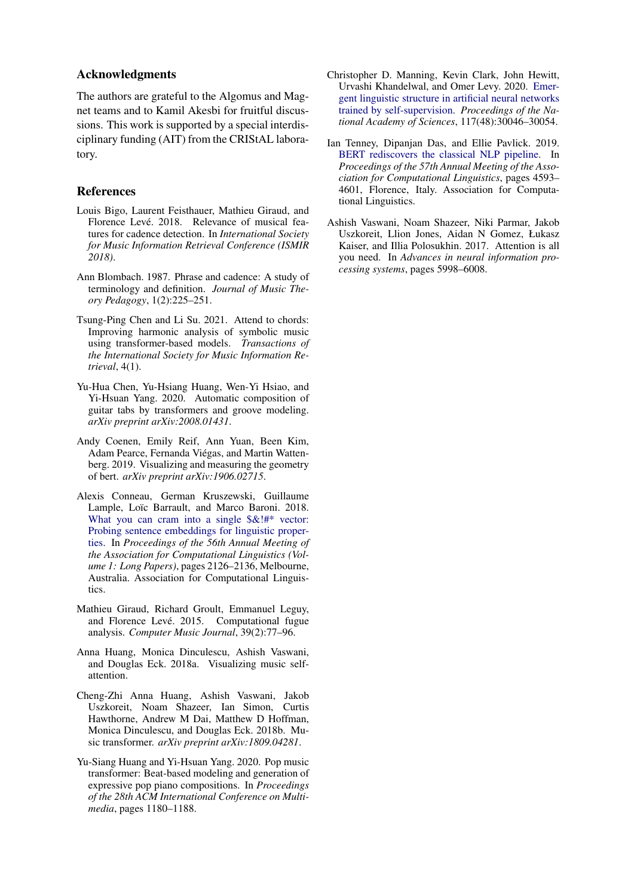## Acknowledgments

The authors are grateful to the Algomus and Magnet teams and to Kamil Akesbi for fruitful discussions. This work is supported by a special interdisciplinary funding (AIT) from the CRIStAL laboratory.

## References

Louis Bigo, Laurent Feisthauer, Mathieu Giraud, and Florence Levé. 2018. Relevance of musical features for cadence detection. In *International Society for Music Information Retrieval Conference (ISMIR 2018)*.

Ann Blombach. 1987. Phrase and cadence: A study of terminology and definition. *Journal of Music Theory Pedagogy*, 1(2):225–251.

Tsung-Ping Chen and Li Su. 2021. Attend to chords: Improving harmonic analysis of symbolic music using transformer-based models. *Transactions of the International Society for Music Information Retrieval*, 4(1).

Yu-Hua Chen, Yu-Hsiang Huang, Wen-Yi Hsiao, and Yi-Hsuan Yang. 2020. Automatic composition of guitar tabs by transformers and groove modeling. *arXiv preprint arXiv:2008.01431*.

Andy Coenen, Emily Reif, Ann Yuan, Been Kim, Adam Pearce, Fernanda Viégas, and Martin Wattenberg. 2019. Visualizing and measuring the geometry of bert. *arXiv preprint arXiv:1906.02715*.

Alexis Conneau, German Kruszewski, Guillaume Lample, Loïc Barrault, and Marco Baroni. 2018. What you can cram into a single $&!#* vector: Probing sentence embeddings for linguistic properties. In *Proceedings of the 56th Annual Meeting of the Association for Computational Linguistics (Volume 1: Long Papers)*, pages 2126–2136, Melbourne, Australia. Association for Computational Linguistics.

Mathieu Giraud, Richard Groult, Emmanuel Leguy, and Florence Levé. 2015. Computational fugue analysis. *Computer Music Journal*, 39(2):77–96.

Anna Huang, Monica Dinculescu, Ashish Vaswani, and Douglas Eck. 2018a. Visualizing music self-attention.

Cheng-Zhi Anna Huang, Ashish Vaswani, Jakob Uszkoreit, Noam Shazeer, Ian Simon, Curtis Hawthorne, Andrew M Dai, Matthew D Hoffman, Monica Dinculescu, and Douglas Eck. 2018b. Music transformer. *arXiv preprint arXiv:1809.04281*.

Yu-Siang Huang and Yi-Hsuan Yang. 2020. Pop music transformer: Beat-based modeling and generation of expressive pop piano compositions. In *Proceedings of the 28th ACM International Conference on Multimedia*, pages 1180–1188.

Christopher D. Manning, Kevin Clark, John Hewitt, Urvashi Khandelwal, and Omer Levy. 2020. Emergent linguistic structure in artificial neural networks trained by self-supervision. *Proceedings of the National Academy of Sciences*, 117(48):30046–30054.

Ian Tenney, Dipanjan Das, and Ellie Pavlick. 2019. BERT rediscovers the classical NLP pipeline. In *Proceedings of the 57th Annual Meeting of the Association for Computational Linguistics*, pages 4593–4601, Florence, Italy. Association for Computational Linguistics.

Ashish Vaswani, Noam Shazeer, Niki Parmar, Jakob Uszkoreit, Llion Jones, Aidan N Gomez, Łukasz Kaiser, and Illia Polosukhin. 2017. Attention is all you need. In *Advances in neural information processing systems*, pages 5998–6008.